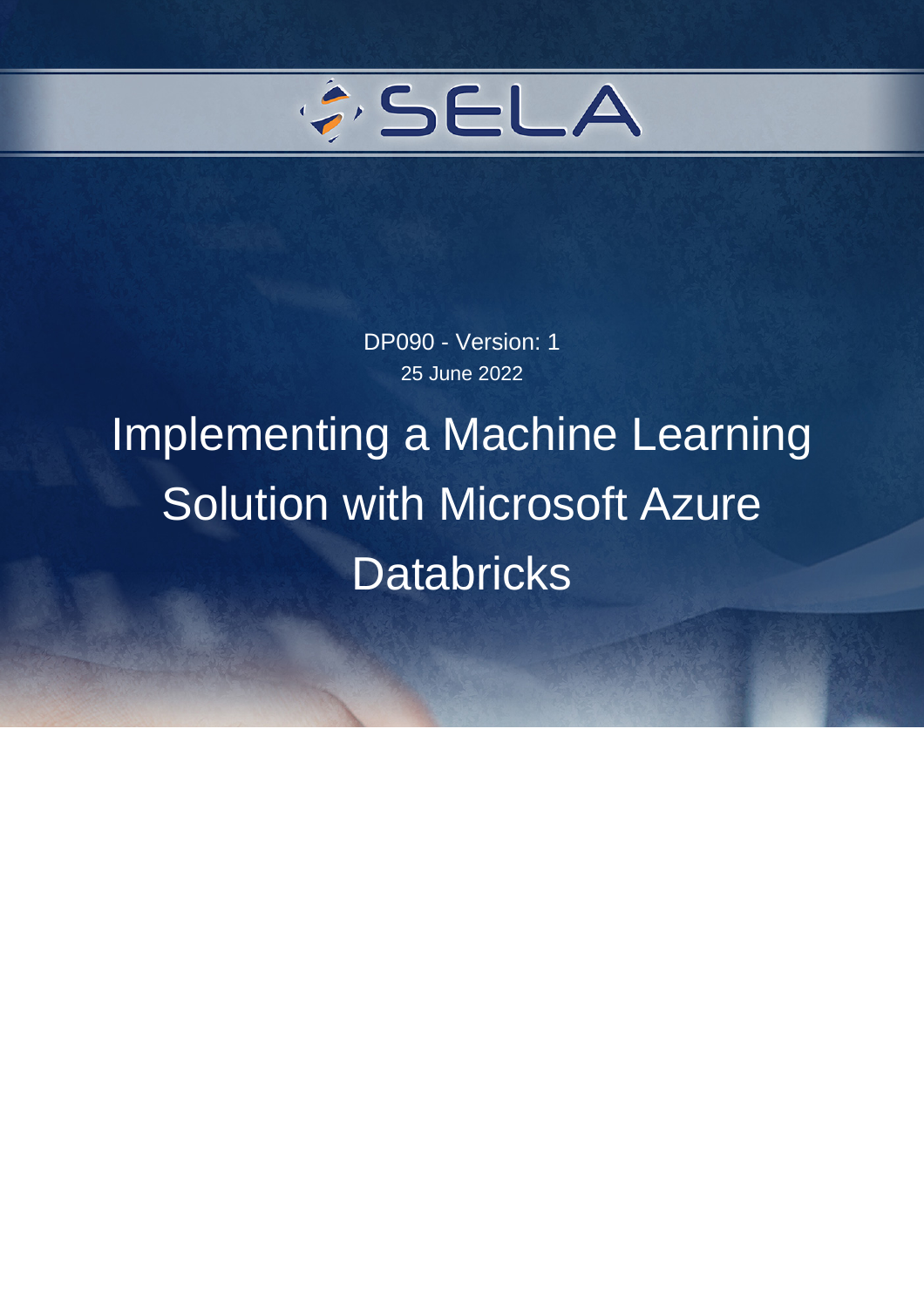SELA

DP090 - Version: 1

25 June 2022

# Implementing a Machine Learning Solution with Microsoft Azure Databricks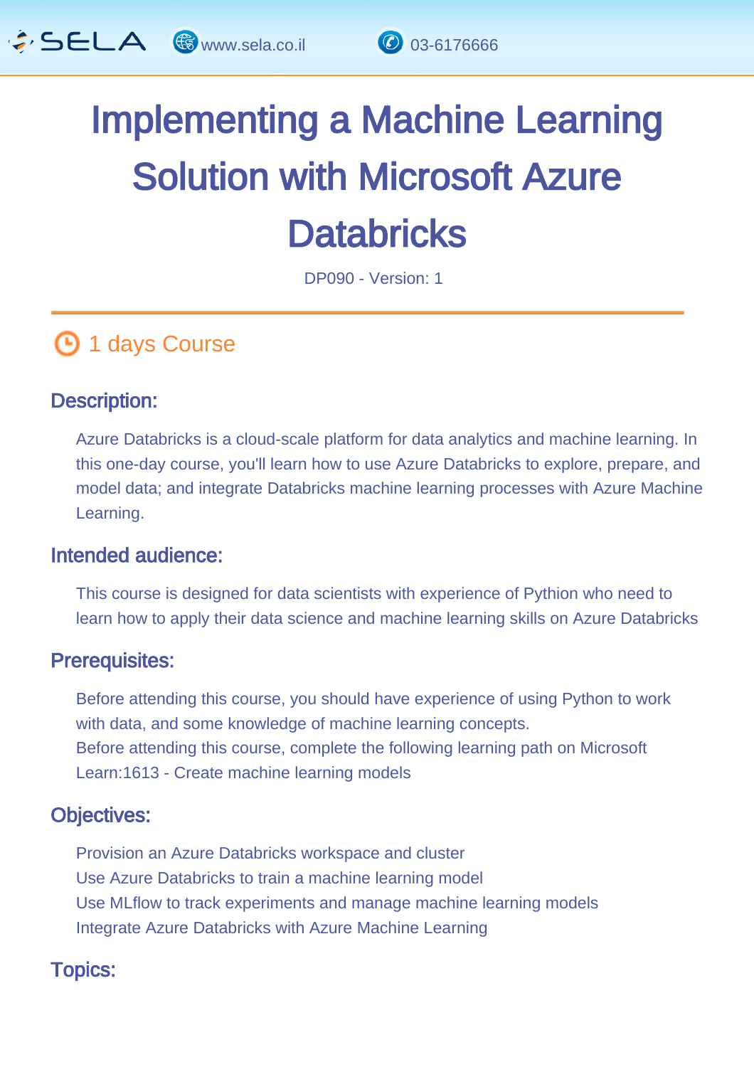# Implementing a Machine Learning Solution with Microsoft Azure Databricks

DP090 - Version: 1

1 days Course

## Description:

Azure Databricks is a cloud-scale platform for data analytics and machine learning. In this one-day course, you'll learn how to use Azure Databricks to explore, prepare, and model data; and integrate Databricks machine learning processes with Azure Machine Learning.

## Intended audience:

This course is designed for data scientists with experience of Pythion who need to learn how to apply their data science and machine learning skills on Azure Databricks

## Prerequisites:

Before attending this course, you should have experience of using Python to work with data, and some knowledge of machine learning concepts.
Before attending this course, complete the following learning path on Microsoft Learn:1613 - Create machine learning models

## Objectives:

Provision an Azure Databricks workspace and cluster
Use Azure Databricks to train a machine learning model
Use MLflow to track experiments and manage machine learning models
Integrate Azure Databricks with Azure Machine Learning

## Topics: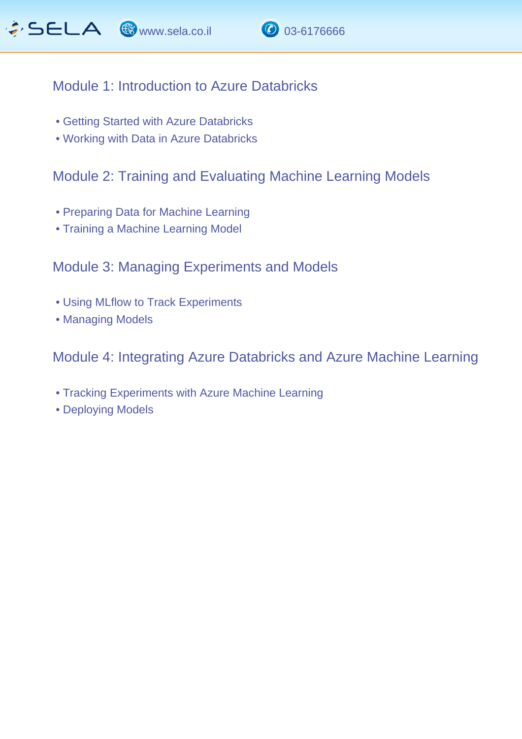## Module 1: Introduction to Azure Databricks

- Getting Started with Azure Databricks
- Working with Data in Azure Databricks

## Module 2: Training and Evaluating Machine Learning Models

- Preparing Data for Machine Learning
- Training a Machine Learning Model

## Module 3: Managing Experiments and Models

- Using MLflow to Track Experiments
- Managing Models

## Module 4: Integrating Azure Databricks and Azure Machine Learning

- Tracking Experiments with Azure Machine Learning
- Deploying Models